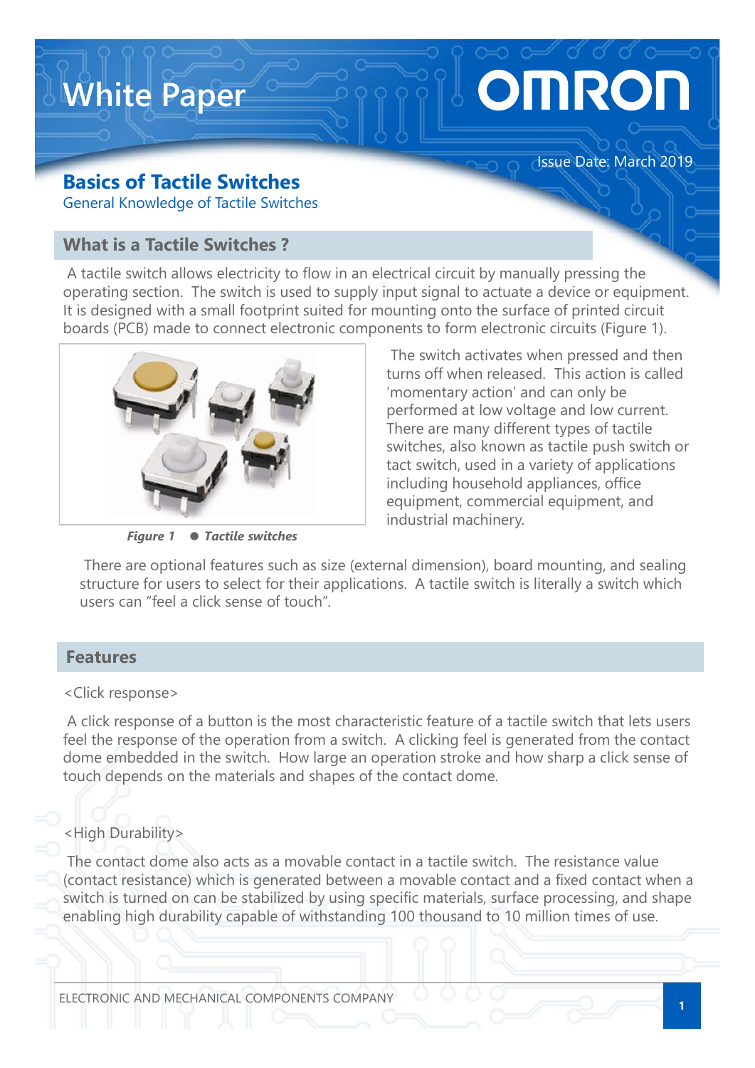# White Paper

Issue Date: March 2019

## Basics of Tactile Switches

General Knowledge of Tactile Switches

### What is a Tactile Switches ?

A tactile switch allows electricity to flow in an electrical circuit by manually pressing the operating section. The switch is used to supply input signal to actuate a device or equipment. It is designed with a small footprint suited for mounting onto the surface of printed circuit boards (PCB) made to connect electronic components to form electronic circuits (Figure 1).

*Figure 1 ● Tactile switches*

The switch activates when pressed and then turns off when released. This action is called 'momentary action' and can only be performed at low voltage and low current. There are many different types of tactile switches, also known as tactile push switch or tact switch, used in a variety of applications including household appliances, office equipment, commercial equipment, and industrial machinery.

There are optional features such as size (external dimension), board mounting, and sealing structure for users to select for their applications. A tactile switch is literally a switch which users can "feel a click sense of touch".

### Features

<Click response>

A click response of a button is the most characteristic feature of a tactile switch that lets users feel the response of the operation from a switch. A clicking feel is generated from the contact dome embedded in the switch. How large an operation stroke and how sharp a click sense of touch depends on the materials and shapes of the contact dome.

<High Durability>

The contact dome also acts as a movable contact in a tactile switch. The resistance value (contact resistance) which is generated between a movable contact and a fixed contact when a switch is turned on can be stabilized by using specific materials, surface processing, and shape enabling high durability capable of withstanding 100 thousand to 10 million times of use.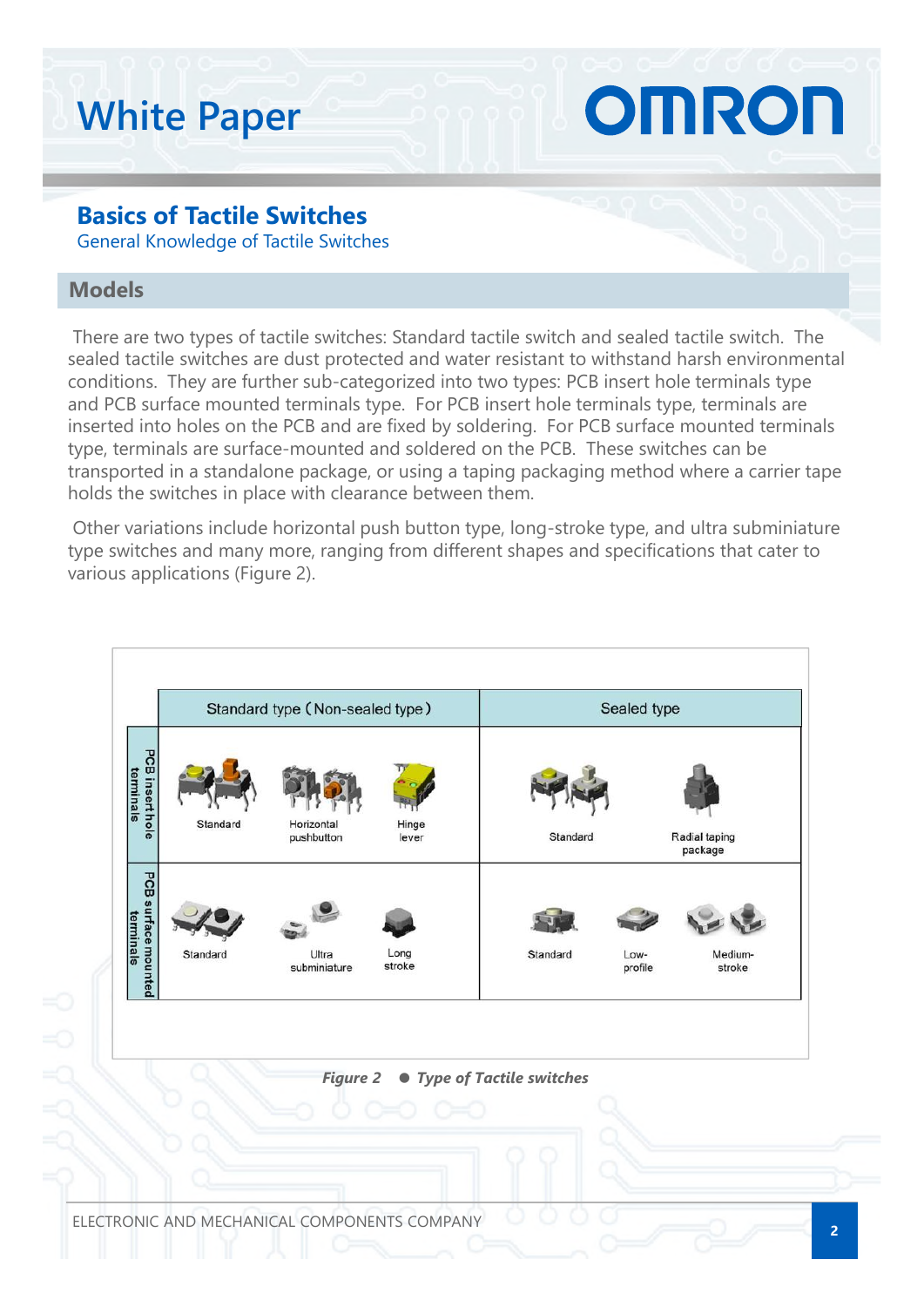# Basics of Tactile Switches

General Knowledge of Tactile Switches

## Models

There are two types of tactile switches: Standard tactile switch and sealed tactile switch. The sealed tactile switches are dust protected and water resistant to withstand harsh environmental conditions. They are further sub-categorized into two types: PCB insert hole terminals type and PCB surface mounted terminals type. For PCB insert hole terminals type, terminals are inserted into holes on the PCB and are fixed by soldering. For PCB surface mounted terminals type, terminals are surface-mounted and soldered on the PCB. These switches can be transported in a standalone package, or using a taping packaging method where a carrier tape holds the switches in place with clearance between them.

Other variations include horizontal push button type, long-stroke type, and ultra subminiature type switches and many more, ranging from different shapes and specifications that cater to various applications (Figure 2).

| | Standard type (Non-sealed type) | Sealed type |
|---|---|---|
| PCB insert hole terminals | Standard, Horizontal pushbutton, Hinge lever | Standard, Radial taping package |
| PCB surface mounted terminals | Standard, Ultra subminiature, Long stroke | Standard, Low-profile, Medium-stroke |

*Figure 2 ● Type of Tactile switches*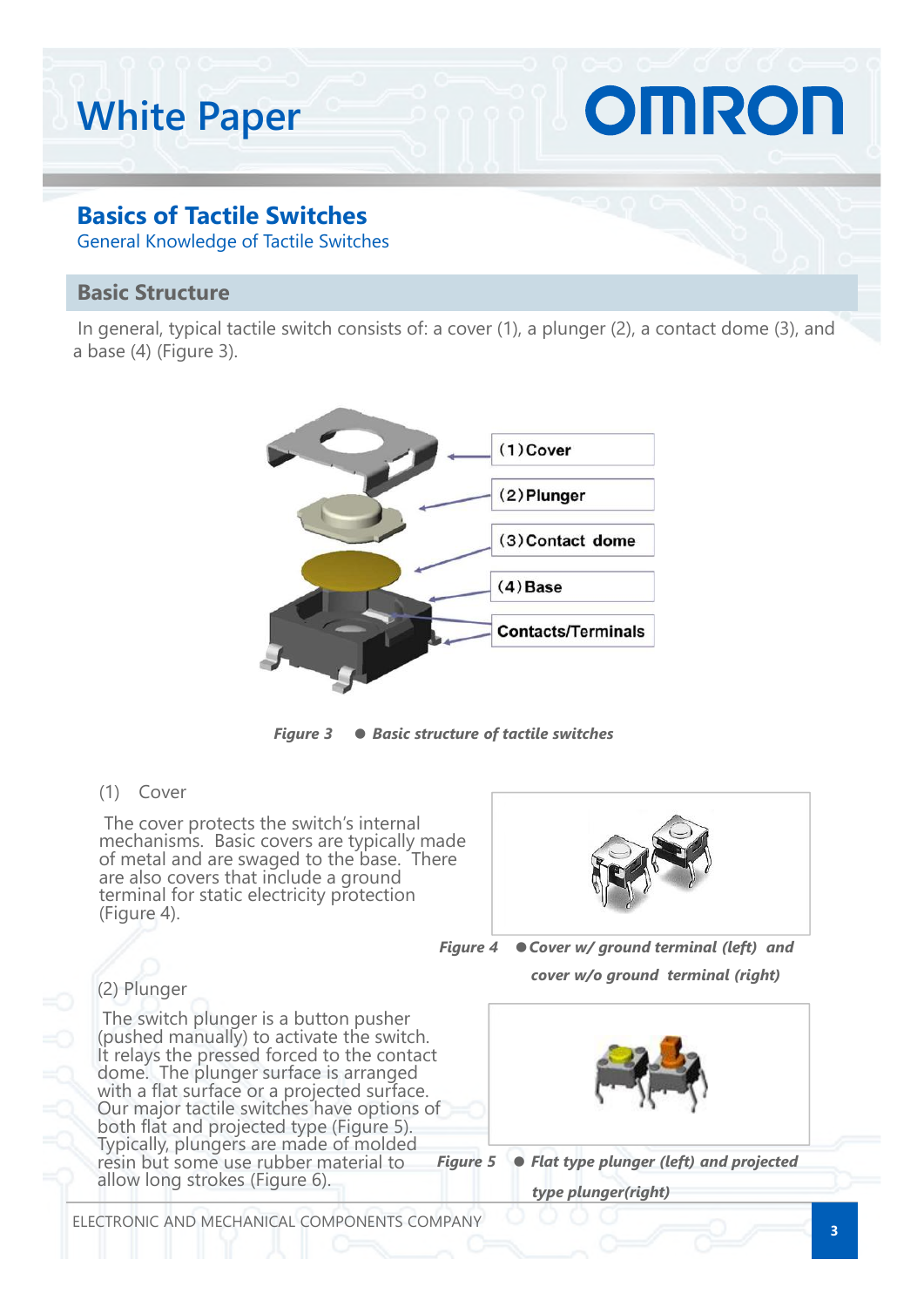## Basics of Tactile Switches

General Knowledge of Tactile Switches

### Basic Structure

In general, typical tactile switch consists of: a cover (1), a plunger (2), a contact dome (3), and a base (4) (Figure 3).

(1) Cover

(2) Plunger

(3) Contact dome

(4) Base

Contacts/Terminals

*Figure 3 ● Basic structure of tactile switches*

(1) Cover

The cover protects the switch's internal mechanisms. Basic covers are typically made of metal and are swaged to the base. There are also covers that include a ground terminal for static electricity protection (Figure 4).

*Figure 4 ● Cover w/ ground terminal (left) and cover w/o ground terminal (right)*

(2) Plunger

The switch plunger is a button pusher (pushed manually) to activate the switch. It relays the pressed forced to the contact dome. The plunger surface is arranged with a flat surface or a projected surface. Our major tactile switches have options of both flat and projected type (Figure 5). Typically, plungers are made of molded resin but some use rubber material to allow long strokes (Figure 6).

*Figure 5 ● Flat type plunger (left) and projected type plunger(right)*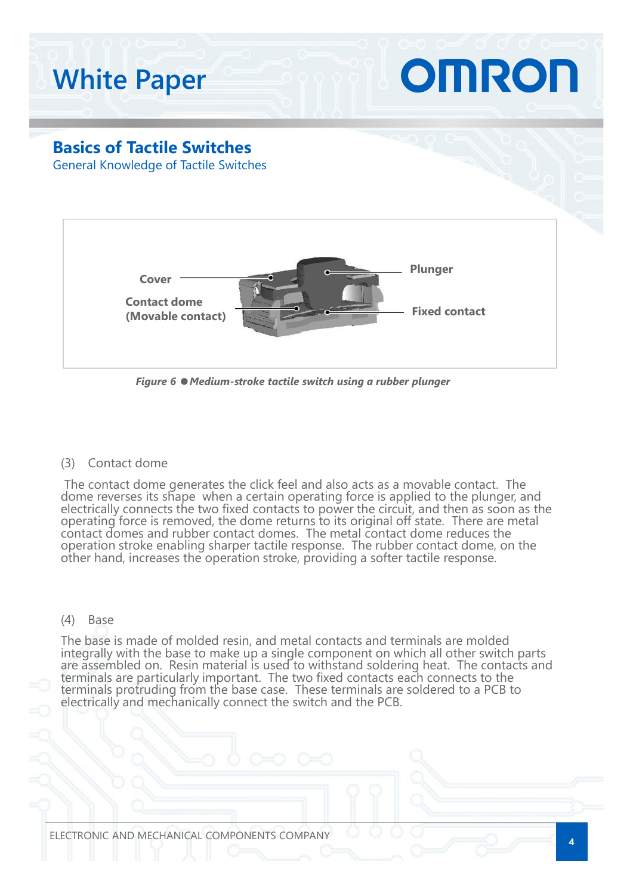Cover

Plunger

Contact dome
(Movable contact)

Fixed contact

*Figure 6 ● Medium-stroke tactile switch using a rubber plunger*

(3) Contact dome

The contact dome generates the click feel and also acts as a movable contact. The dome reverses its shape when a certain operating force is applied to the plunger, and electrically connects the two fixed contacts to power the circuit, and then as soon as the operating force is removed, the dome returns to its original off state. There are metal contact domes and rubber contact domes. The metal contact dome reduces the operation stroke enabling sharper tactile response. The rubber contact dome, on the other hand, increases the operation stroke, providing a softer tactile response.

(4) Base

The base is made of molded resin, and metal contacts and terminals are molded integrally with the base to make up a single component on which all other switch parts are assembled on. Resin material is used to withstand soldering heat. The contacts and terminals are particularly important. The two fixed contacts each connects to the terminals protruding from the base case. These terminals are soldered to a PCB to electrically and mechanically connect the switch and the PCB.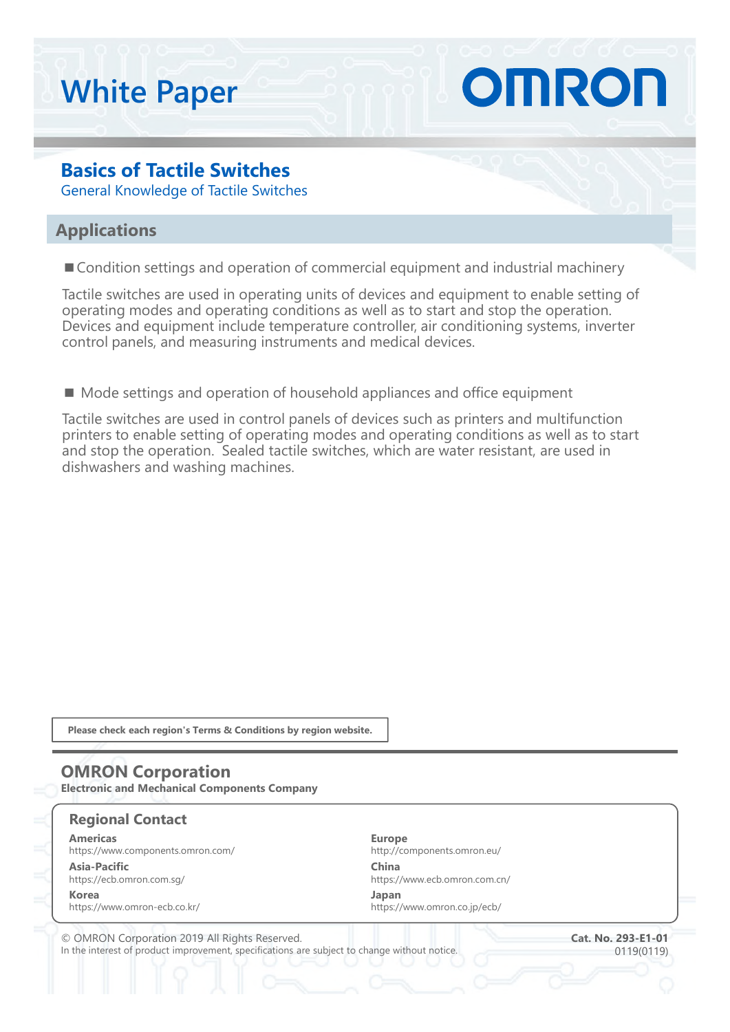# White Paper

OMRON

## Basics of Tactile Switches

General Knowledge of Tactile Switches

## Applications

■ Condition settings and operation of commercial equipment and industrial machinery

Tactile switches are used in operating units of devices and equipment to enable setting of operating modes and operating conditions as well as to start and stop the operation. Devices and equipment include temperature controller, air conditioning systems, inverter control panels, and measuring instruments and medical devices.

■ Mode settings and operation of household appliances and office equipment

Tactile switches are used in control panels of devices such as printers and multifunction printers to enable setting of operating modes and operating conditions as well as to start and stop the operation.  Sealed tactile switches, which are water resistant, are used in dishwashers and washing machines.

**Please check each region's Terms & Conditions by region website.**

## OMRON Corporation

**Electronic and Mechanical Components Company**

### Regional Contact

**Americas**
https://www.components.omron.com/

**Asia-Pacific**
https://ecb.omron.com.sg/

**Korea**
https://www.omron-ecb.co.kr/

**Europe**
http://components.omron.eu/

**China**
https://www.ecb.omron.com.cn/

**Japan**
https://www.omron.co.jp/ecb/

© OMRON Corporation 2019 All Rights Reserved.
In the interest of product improvement, specifications are subject to change without notice.

**Cat. No. 293-E1-01**
0119(0119)